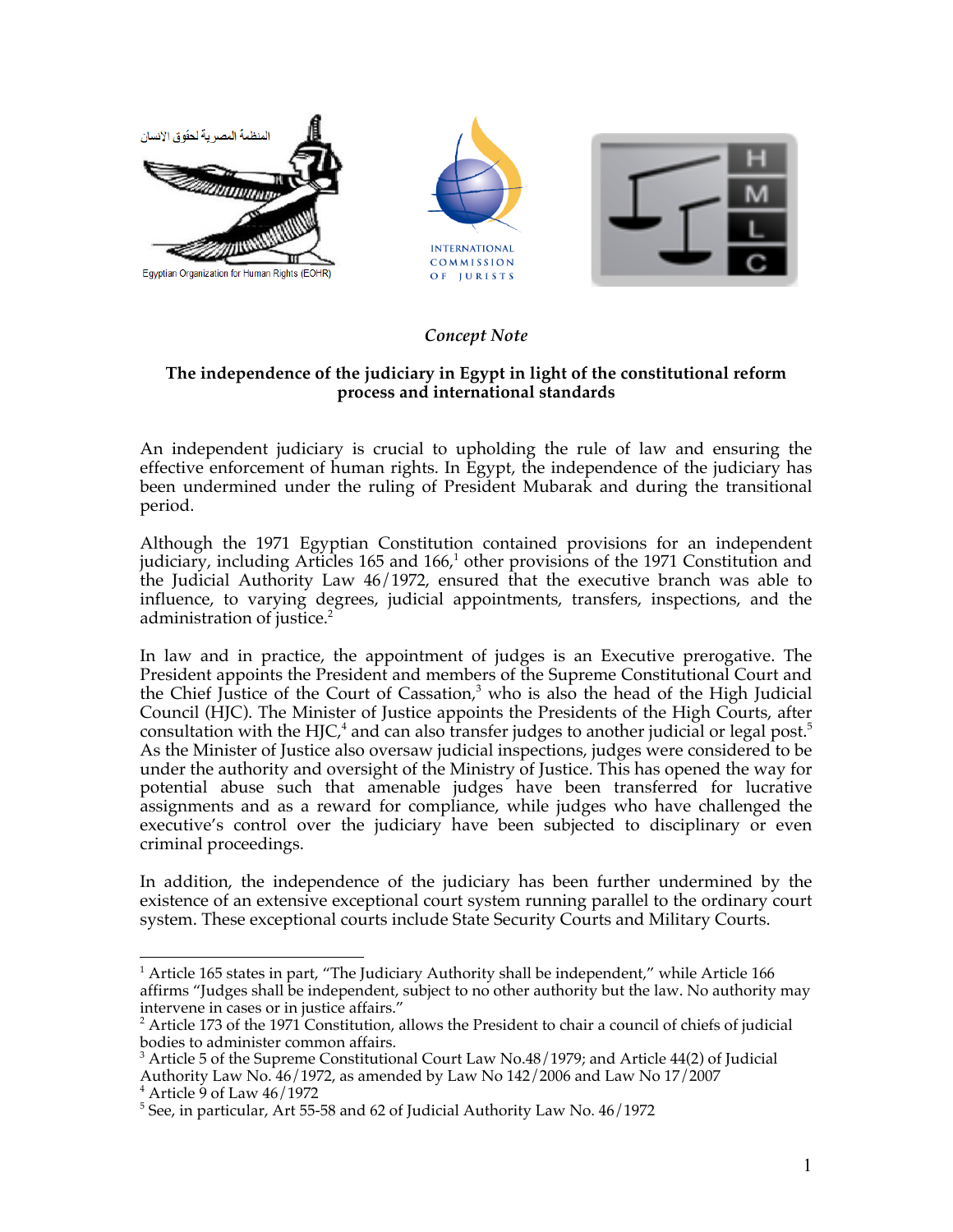المنظمة المصرية لحقوق الانسان

Egyptian Organization for Human Rights (EOHR)

INTERNATIONAL COMMISSION OF JURISTS

HMLC

*Concept Note*

**The independence of the judiciary in Egypt in light of the constitutional reform process and international standards**

An independent judiciary is crucial to upholding the rule of law and ensuring the effective enforcement of human rights. In Egypt, the independence of the judiciary has been undermined under the ruling of President Mubarak and during the transitional period.

Although the 1971 Egyptian Constitution contained provisions for an independent judiciary, including Articles 165 and 166,[1] other provisions of the 1971 Constitution and the Judicial Authority Law 46/1972, ensured that the executive branch was able to influence, to varying degrees, judicial appointments, transfers, inspections, and the administration of justice.[2]

In law and in practice, the appointment of judges is an Executive prerogative. The President appoints the President and members of the Supreme Constitutional Court and the Chief Justice of the Court of Cassation,[3] who is also the head of the High Judicial Council (HJC). The Minister of Justice appoints the Presidents of the High Courts, after consultation with the HJC,[4] and can also transfer judges to another judicial or legal post.[5] As the Minister of Justice also oversaw judicial inspections, judges were considered to be under the authority and oversight of the Ministry of Justice. This has opened the way for potential abuse such that amenable judges have been transferred for lucrative assignments and as a reward for compliance, while judges who have challenged the executive's control over the judiciary have been subjected to disciplinary or even criminal proceedings.

In addition, the independence of the judiciary has been further undermined by the existence of an extensive exceptional court system running parallel to the ordinary court system. These exceptional courts include State Security Courts and Military Courts.

---

[1] Article 165 states in part, "The Judiciary Authority shall be independent," while Article 166 affirms "Judges shall be independent, subject to no other authority but the law. No authority may intervene in cases or in justice affairs."

[2] Article 173 of the 1971 Constitution, allows the President to chair a council of chiefs of judicial bodies to administer common affairs.

[3] Article 5 of the Supreme Constitutional Court Law No.48/1979; and Article 44(2) of Judicial Authority Law No. 46/1972, as amended by Law No 142/2006 and Law No 17/2007

[4] Article 9 of Law 46/1972

[5] See, in particular, Art 55-58 and 62 of Judicial Authority Law No. 46/1972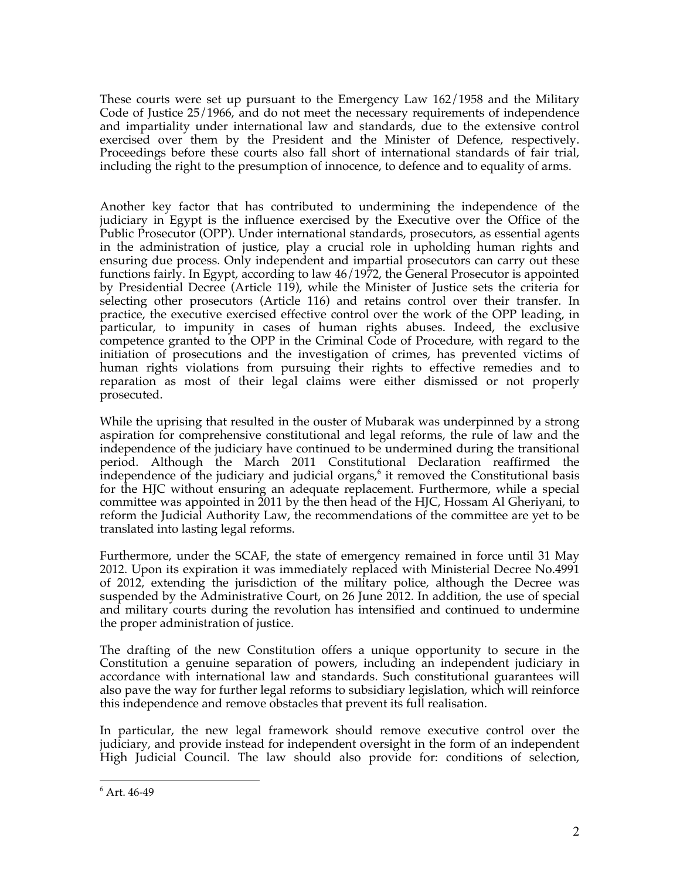These courts were set up pursuant to the Emergency Law 162/1958 and the Military Code of Justice 25/1966, and do not meet the necessary requirements of independence and impartiality under international law and standards, due to the extensive control exercised over them by the President and the Minister of Defence, respectively. Proceedings before these courts also fall short of international standards of fair trial, including the right to the presumption of innocence, to defence and to equality of arms.

Another key factor that has contributed to undermining the independence of the judiciary in Egypt is the influence exercised by the Executive over the Office of the Public Prosecutor (OPP). Under international standards, prosecutors, as essential agents in the administration of justice, play a crucial role in upholding human rights and ensuring due process. Only independent and impartial prosecutors can carry out these functions fairly. In Egypt, according to law 46/1972, the General Prosecutor is appointed by Presidential Decree (Article 119), while the Minister of Justice sets the criteria for selecting other prosecutors (Article 116) and retains control over their transfer. In practice, the executive exercised effective control over the work of the OPP leading, in particular, to impunity in cases of human rights abuses. Indeed, the exclusive competence granted to the OPP in the Criminal Code of Procedure, with regard to the initiation of prosecutions and the investigation of crimes, has prevented victims of human rights violations from pursuing their rights to effective remedies and to reparation as most of their legal claims were either dismissed or not properly prosecuted.

While the uprising that resulted in the ouster of Mubarak was underpinned by a strong aspiration for comprehensive constitutional and legal reforms, the rule of law and the independence of the judiciary have continued to be undermined during the transitional period. Although the March 2011 Constitutional Declaration reaffirmed the independence of the judiciary and judicial organs,[6] it removed the Constitutional basis for the HJC without ensuring an adequate replacement. Furthermore, while a special committee was appointed in 2011 by the then head of the HJC, Hossam Al Gheriyani, to reform the Judicial Authority Law, the recommendations of the committee are yet to be translated into lasting legal reforms.

Furthermore, under the SCAF, the state of emergency remained in force until 31 May 2012. Upon its expiration it was immediately replaced with Ministerial Decree No.4991 of 2012, extending the jurisdiction of the military police, although the Decree was suspended by the Administrative Court, on 26 June 2012. In addition, the use of special and military courts during the revolution has intensified and continued to undermine the proper administration of justice.

The drafting of the new Constitution offers a unique opportunity to secure in the Constitution a genuine separation of powers, including an independent judiciary in accordance with international law and standards. Such constitutional guarantees will also pave the way for further legal reforms to subsidiary legislation, which will reinforce this independence and remove obstacles that prevent its full realisation.

In particular, the new legal framework should remove executive control over the judiciary, and provide instead for independent oversight in the form of an independent High Judicial Council. The law should also provide for: conditions of selection,

---

[6] Art. 46-49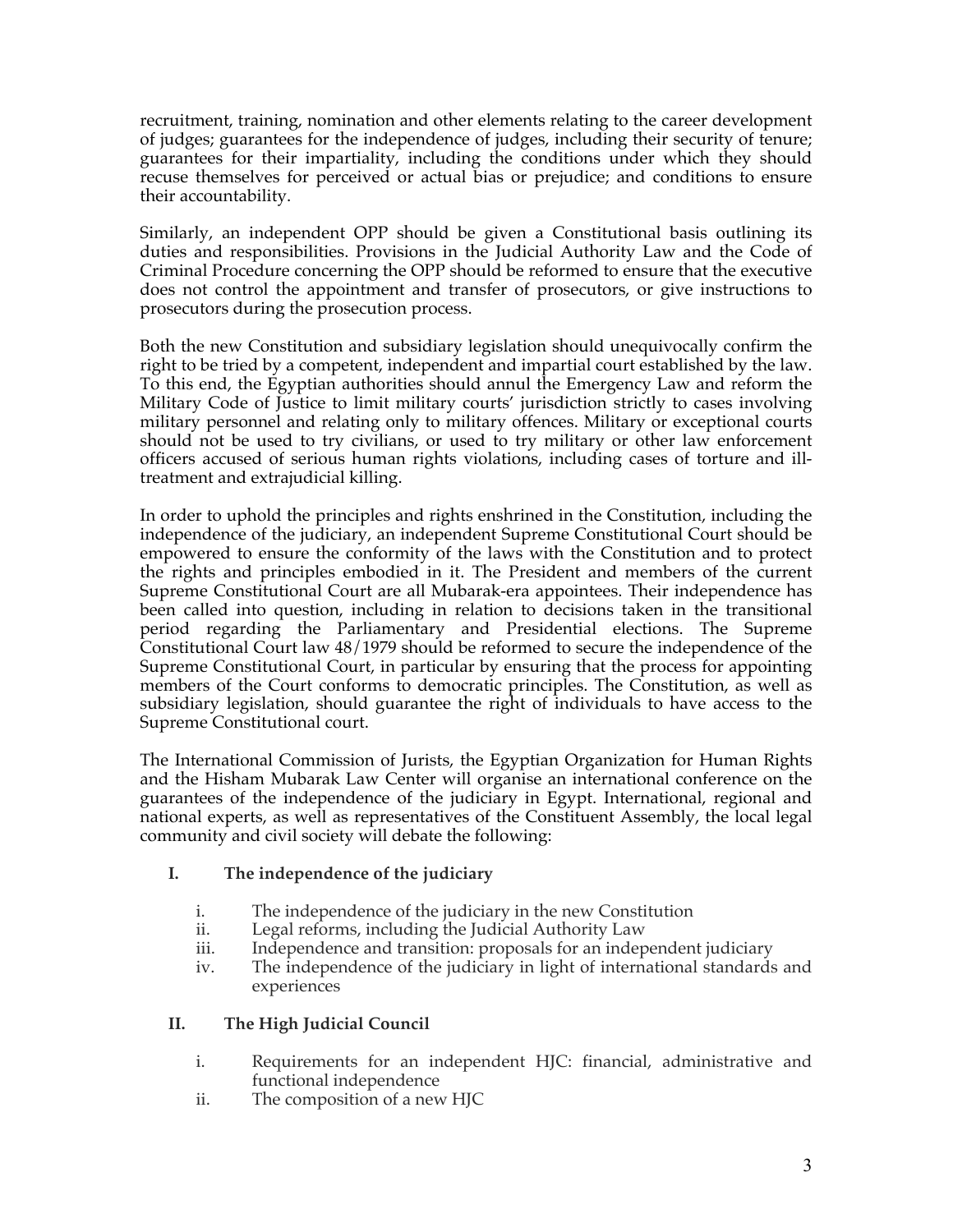recruitment, training, nomination and other elements relating to the career development of judges; guarantees for the independence of judges, including their security of tenure; guarantees for their impartiality, including the conditions under which they should recuse themselves for perceived or actual bias or prejudice; and conditions to ensure their accountability.

Similarly, an independent OPP should be given a Constitutional basis outlining its duties and responsibilities. Provisions in the Judicial Authority Law and the Code of Criminal Procedure concerning the OPP should be reformed to ensure that the executive does not control the appointment and transfer of prosecutors, or give instructions to prosecutors during the prosecution process.

Both the new Constitution and subsidiary legislation should unequivocally confirm the right to be tried by a competent, independent and impartial court established by the law. To this end, the Egyptian authorities should annul the Emergency Law and reform the Military Code of Justice to limit military courts' jurisdiction strictly to cases involving military personnel and relating only to military offences. Military or exceptional courts should not be used to try civilians, or used to try military or other law enforcement officers accused of serious human rights violations, including cases of torture and ill-treatment and extrajudicial killing.

In order to uphold the principles and rights enshrined in the Constitution, including the independence of the judiciary, an independent Supreme Constitutional Court should be empowered to ensure the conformity of the laws with the Constitution and to protect the rights and principles embodied in it. The President and members of the current Supreme Constitutional Court are all Mubarak-era appointees. Their independence has been called into question, including in relation to decisions taken in the transitional period regarding the Parliamentary and Presidential elections. The Supreme Constitutional Court law 48/1979 should be reformed to secure the independence of the Supreme Constitutional Court, in particular by ensuring that the process for appointing members of the Court conforms to democratic principles. The Constitution, as well as subsidiary legislation, should guarantee the right of individuals to have access to the Supreme Constitutional court.

The International Commission of Jurists, the Egyptian Organization for Human Rights and the Hisham Mubarak Law Center will organise an international conference on the guarantees of the independence of the judiciary in Egypt. International, regional and national experts, as well as representatives of the Constituent Assembly, the local legal community and civil society will debate the following:

**I. The independence of the judiciary**

i. The independence of the judiciary in the new Constitution
ii. Legal reforms, including the Judicial Authority Law
iii. Independence and transition: proposals for an independent judiciary
iv. The independence of the judiciary in light of international standards and experiences

**II. The High Judicial Council**

i. Requirements for an independent HJC: financial, administrative and functional independence
ii. The composition of a new HJC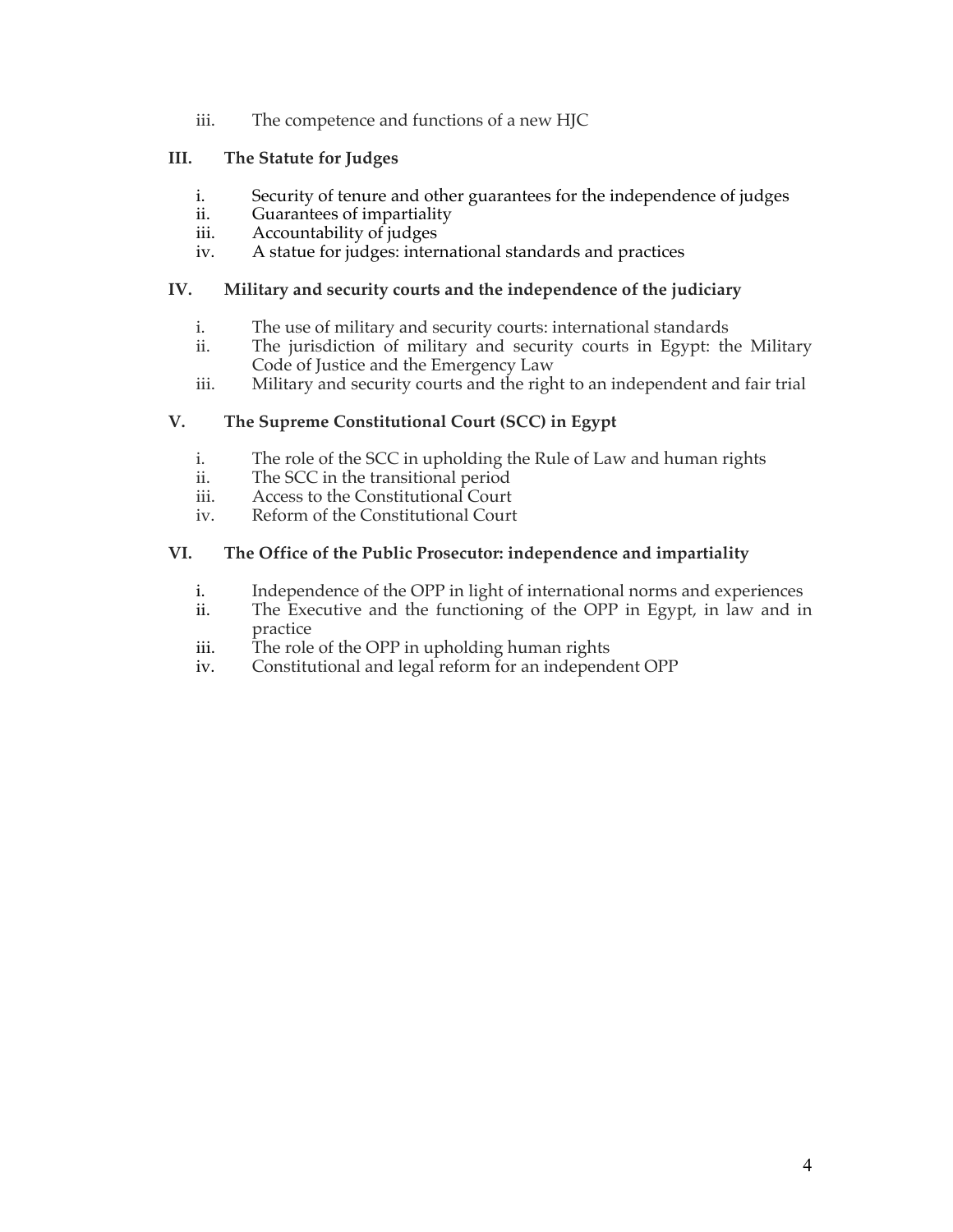iii. The competence and functions of a new HJC

## III. The Statute for Judges

i. Security of tenure and other guarantees for the independence of judges
ii. Guarantees of impartiality
iii. Accountability of judges
iv. A statue for judges: international standards and practices

## IV. Military and security courts and the independence of the judiciary

i. The use of military and security courts: international standards
ii. The jurisdiction of military and security courts in Egypt: the Military Code of Justice and the Emergency Law
iii. Military and security courts and the right to an independent and fair trial

## V. The Supreme Constitutional Court (SCC) in Egypt

i. The role of the SCC in upholding the Rule of Law and human rights
ii. The SCC in the transitional period
iii. Access to the Constitutional Court
iv. Reform of the Constitutional Court

## VI. The Office of the Public Prosecutor: independence and impartiality

i. Independence of the OPP in light of international norms and experiences
ii. The Executive and the functioning of the OPP in Egypt, in law and in practice
iii. The role of the OPP in upholding human rights
iv. Constitutional and legal reform for an independent OPP